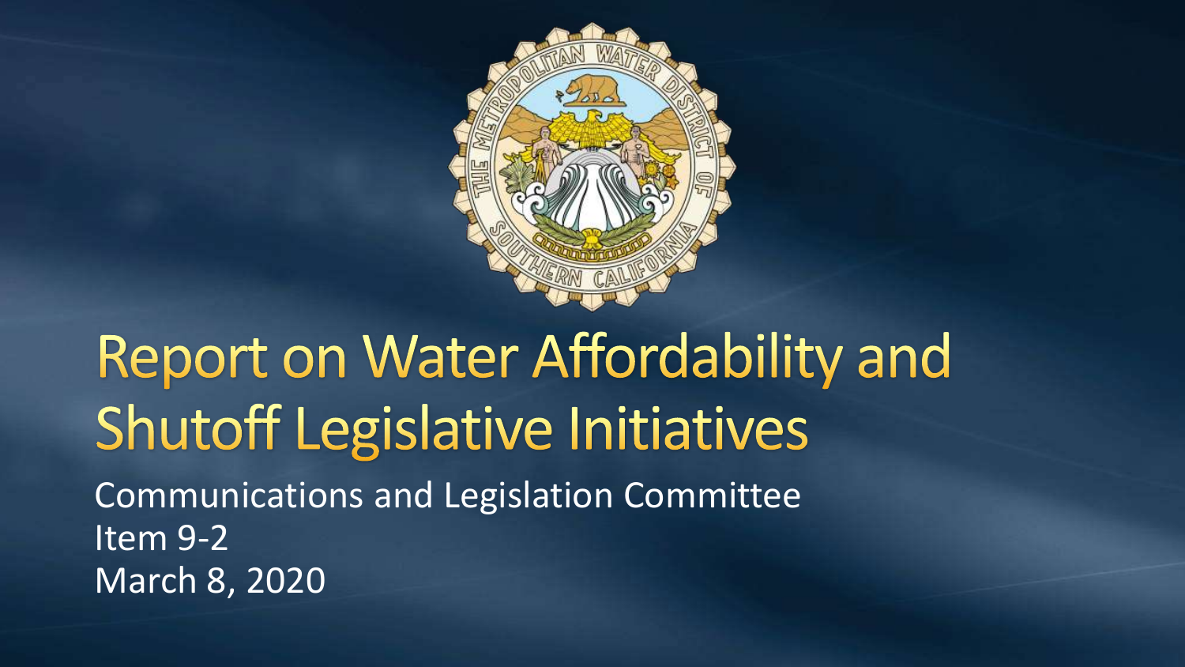# Report on Water Affordability and Shutoff Legislative Initiatives

Communications and Legislation Committee
Item 9-2
March 8, 2020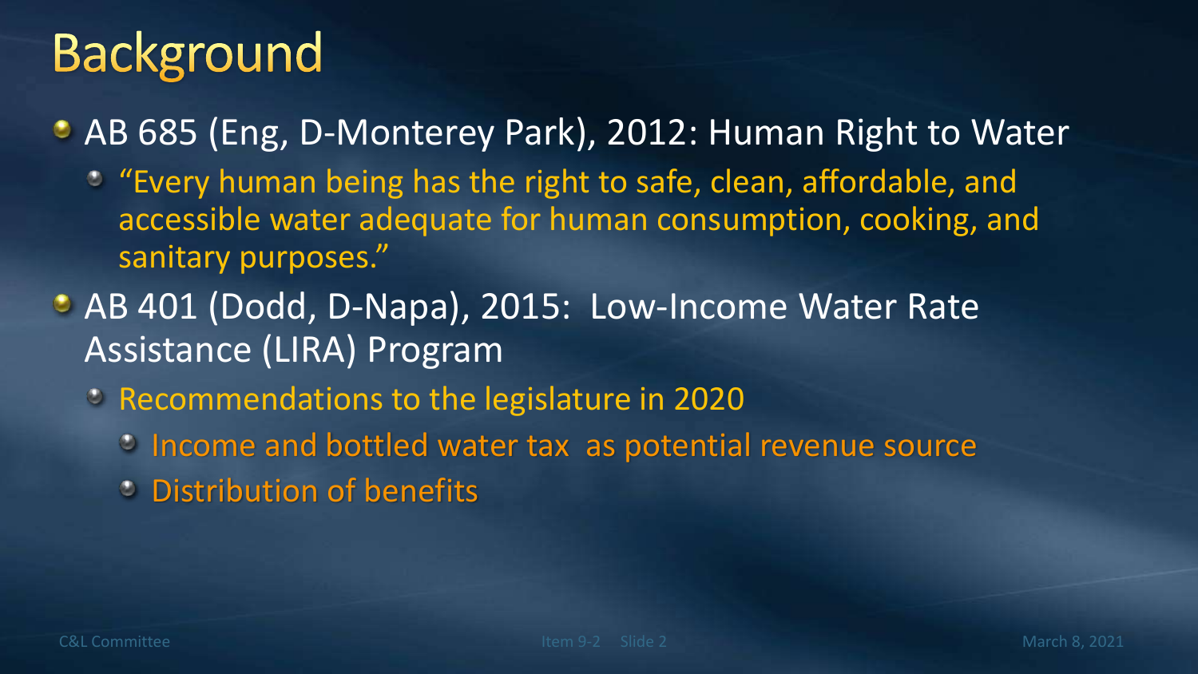# Background

- AB 685 (Eng, D-Monterey Park), 2012: Human Right to Water
  - "Every human being has the right to safe, clean, affordable, and accessible water adequate for human consumption, cooking, and sanitary purposes."
- AB 401 (Dodd, D-Napa), 2015: Low-Income Water Rate Assistance (LIRA) Program
  - Recommendations to the legislature in 2020
    - Income and bottled water tax as potential revenue source
    - Distribution of benefits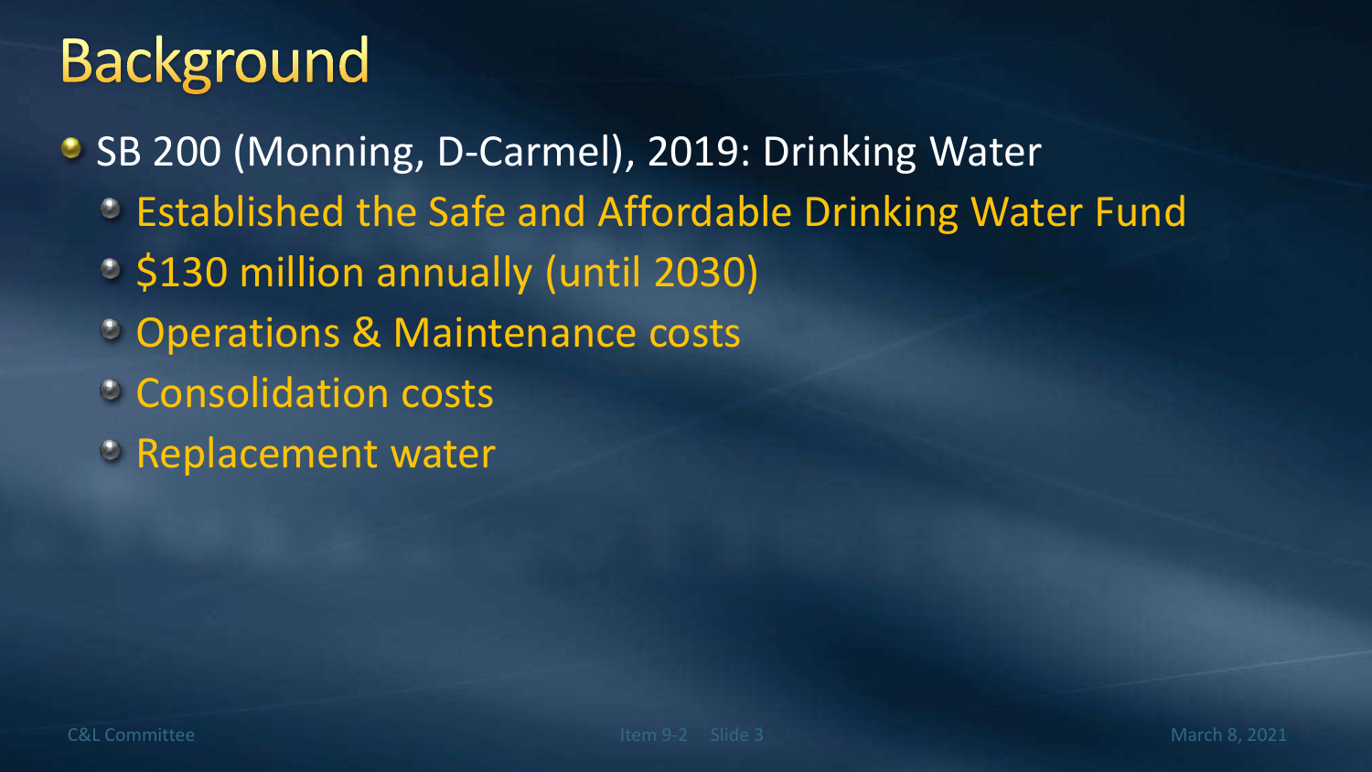# Background

- SB 200 (Monning, D-Carmel), 2019: Drinking Water
  - Established the Safe and Affordable Drinking Water Fund
  - $130 million annually (until 2030)
  - Operations & Maintenance costs
  - Consolidation costs
  - Replacement water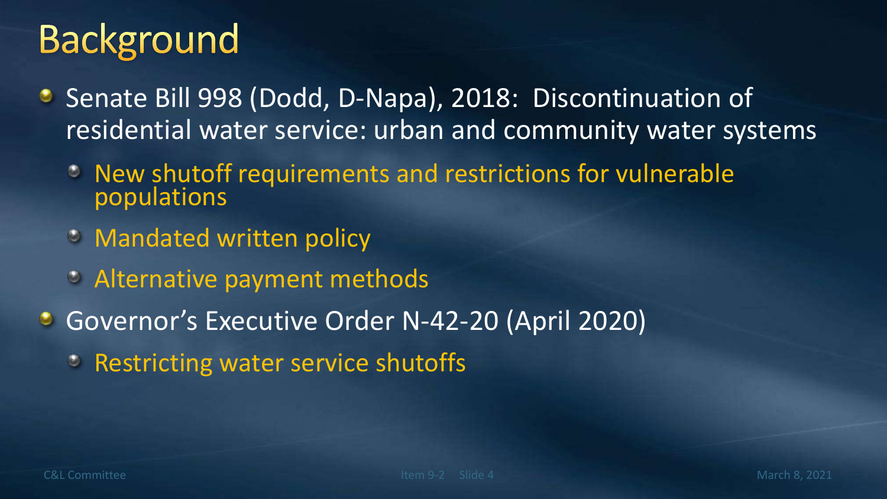# Background

- Senate Bill 998 (Dodd, D-Napa), 2018: Discontinuation of residential water service: urban and community water systems
  - New shutoff requirements and restrictions for vulnerable populations
  - Mandated written policy
  - Alternative payment methods
- Governor's Executive Order N-42-20 (April 2020)
  - Restricting water service shutoffs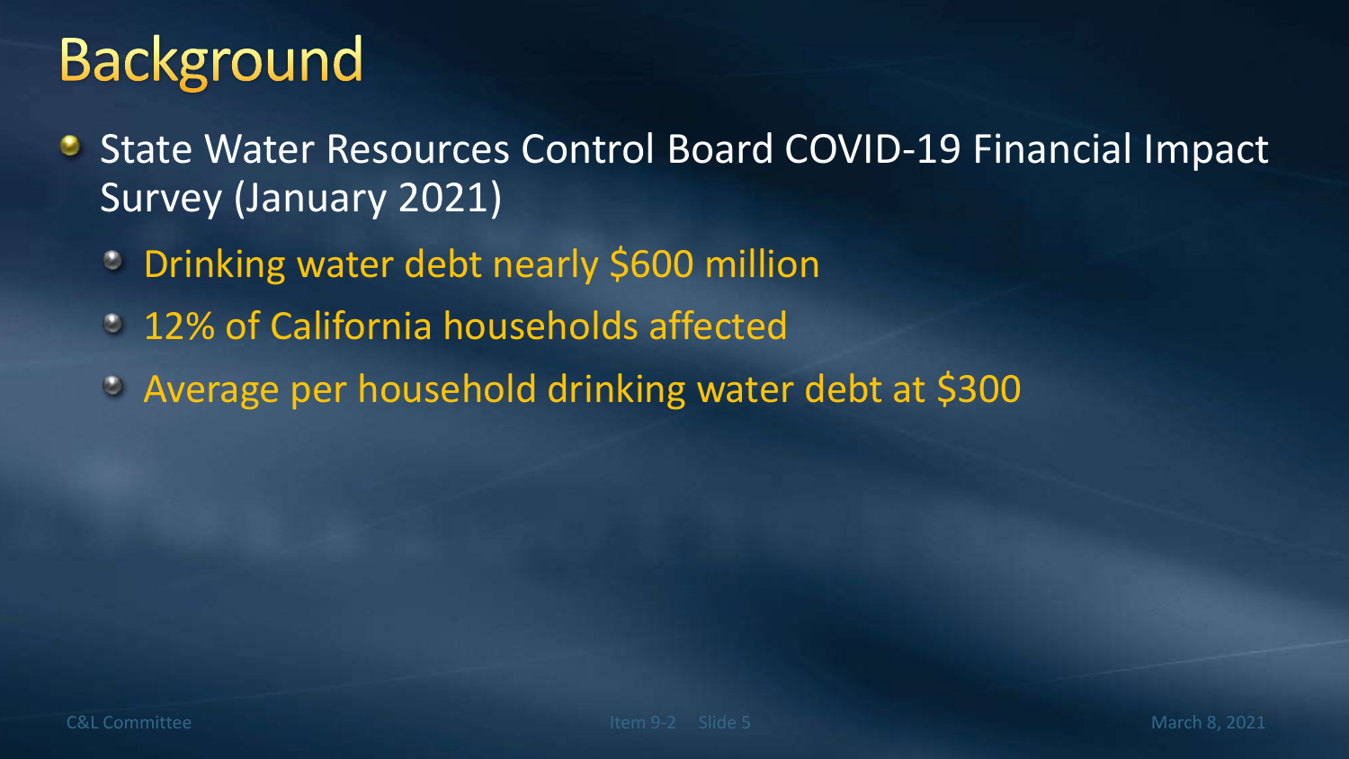# Background

- State Water Resources Control Board COVID-19 Financial Impact Survey (January 2021)
  - Drinking water debt nearly $600 million
  - 12% of California households affected
  - Average per household drinking water debt at $300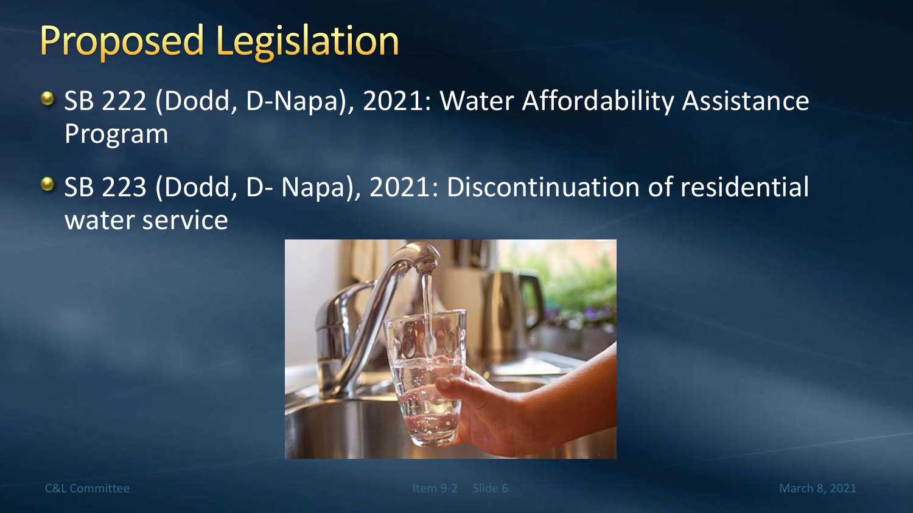# Proposed Legislation

- SB 222 (Dodd, D-Napa), 2021: Water Affordability Assistance Program
- SB 223 (Dodd, D- Napa), 2021: Discontinuation of residential water service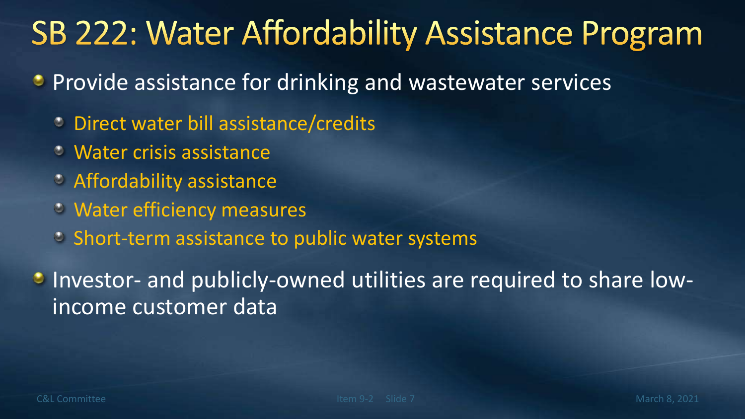# SB 222: Water Affordability Assistance Program

- Provide assistance for drinking and wastewater services
  - Direct water bill assistance/credits
  - Water crisis assistance
  - Affordability assistance
  - Water efficiency measures
  - Short-term assistance to public water systems
- Investor- and publicly-owned utilities are required to share low-income customer data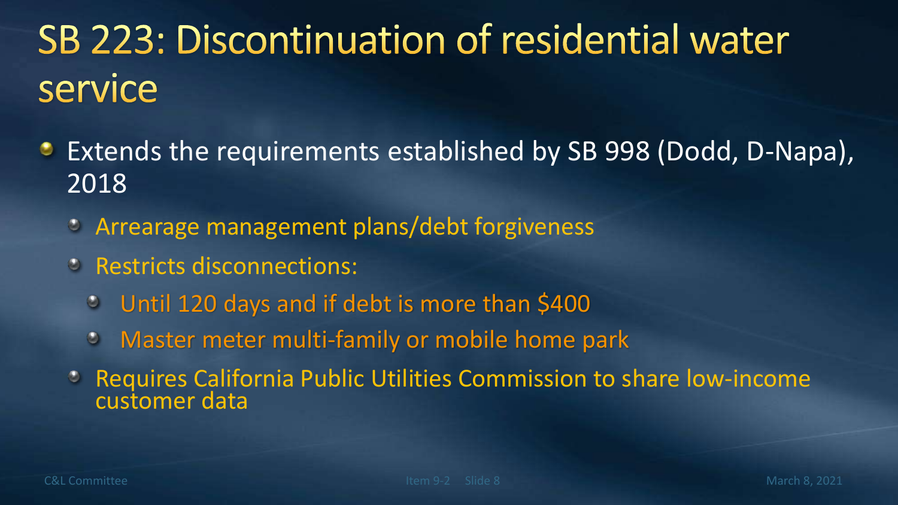# SB 223: Discontinuation of residential water service

- Extends the requirements established by SB 998 (Dodd, D-Napa), 2018
  - Arrearage management plans/debt forgiveness
  - Restricts disconnections:
    - Until 120 days and if debt is more than $400
    - Master meter multi-family or mobile home park
  - Requires California Public Utilities Commission to share low-income customer data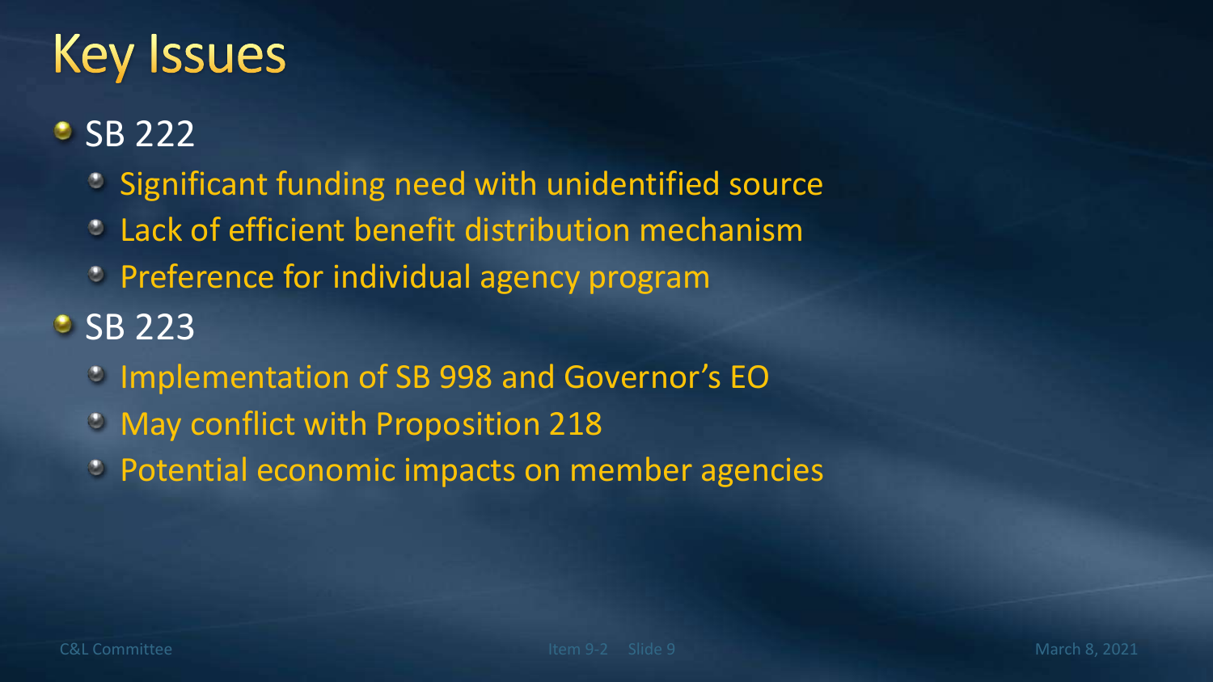# Key Issues

- SB 222
  - Significant funding need with unidentified source
  - Lack of efficient benefit distribution mechanism
  - Preference for individual agency program
- SB 223
  - Implementation of SB 998 and Governor's EO
  - May conflict with Proposition 218
  - Potential economic impacts on member agencies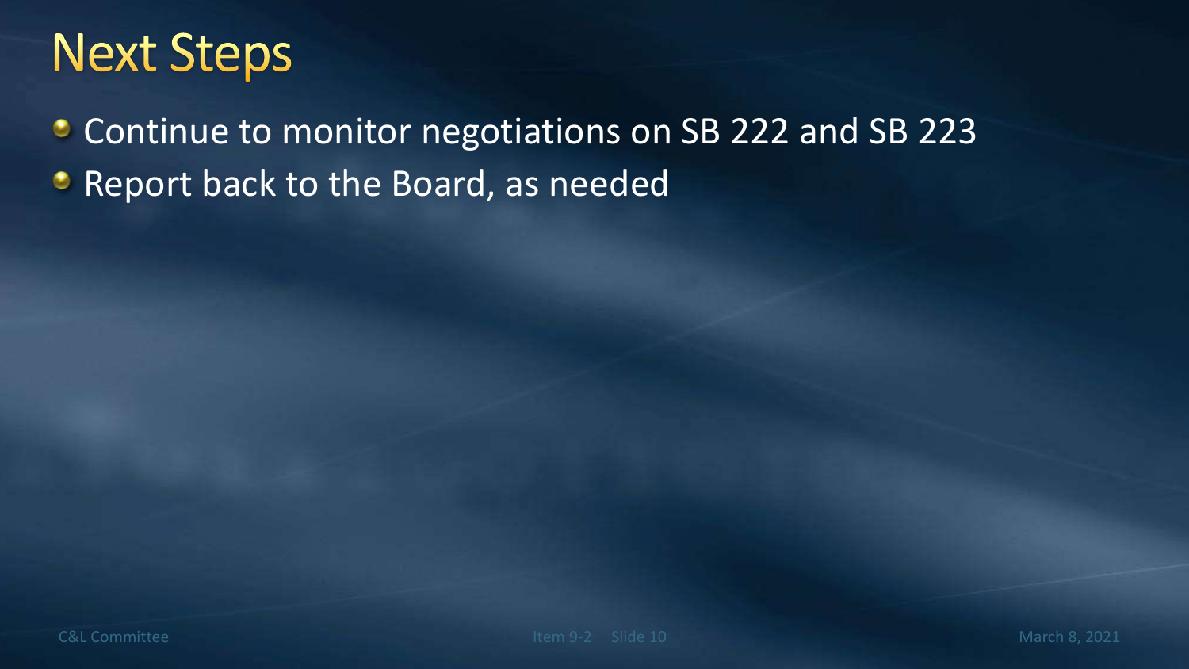# Next Steps

- Continue to monitor negotiations on SB 222 and SB 223
- Report back to the Board, as needed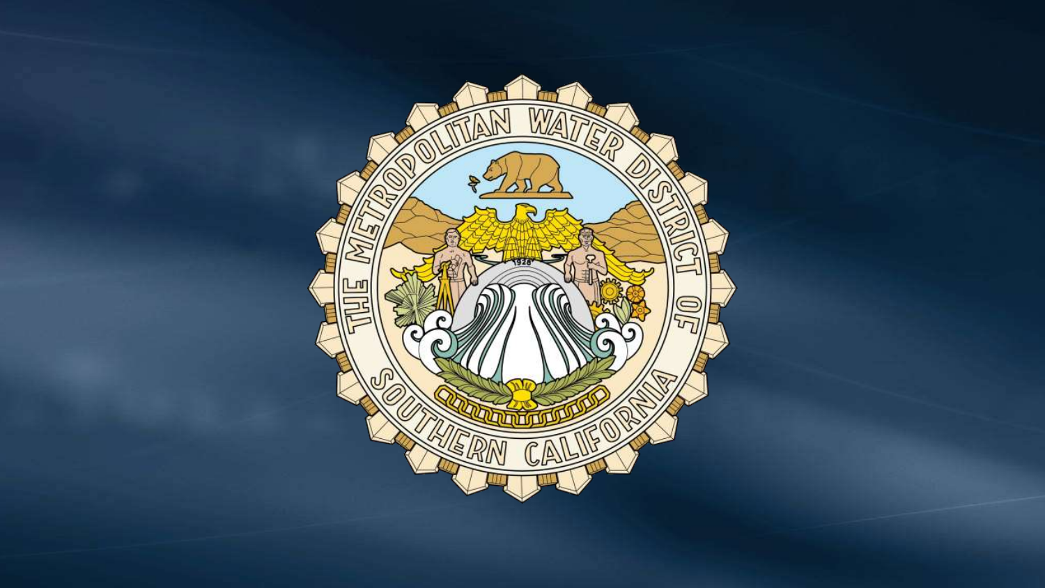THE METROPOLITAN WATER DISTRICT OF SOUTHERN CALIFORNIA

1928